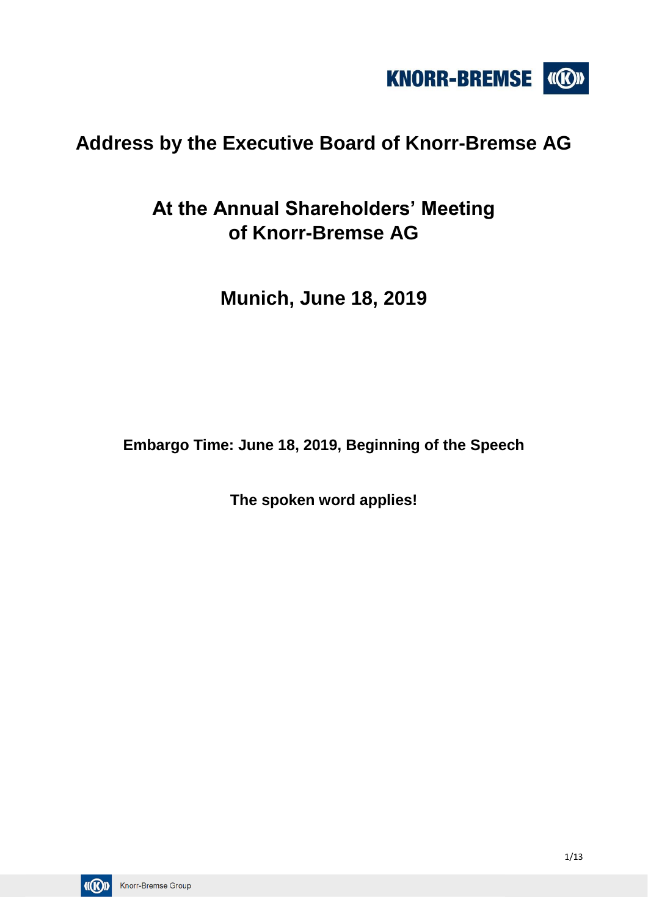# Address by the Executive Board of Knorr-Bremse AG

## At the Annual Shareholders' Meeting of Knorr-Bremse AG

## Munich, June 18, 2019

**Embargo Time: June 18, 2019, Beginning of the Speech**

**The spoken word applies!**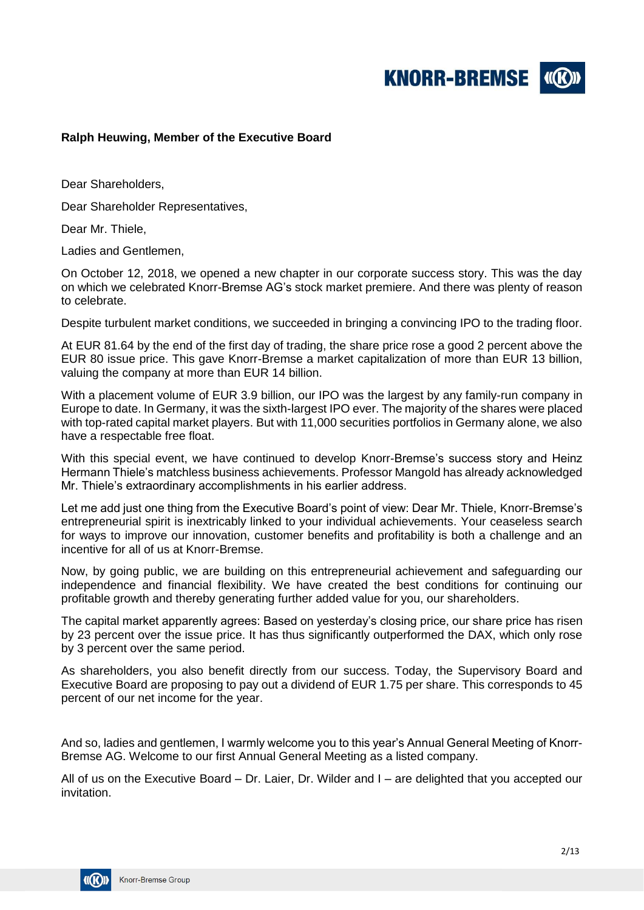**Ralph Heuwing, Member of the Executive Board**

Dear Shareholders,

Dear Shareholder Representatives,

Dear Mr. Thiele,

Ladies and Gentlemen,

On October 12, 2018, we opened a new chapter in our corporate success story. This was the day on which we celebrated Knorr-Bremse AG's stock market premiere. And there was plenty of reason to celebrate.

Despite turbulent market conditions, we succeeded in bringing a convincing IPO to the trading floor.

At EUR 81.64 by the end of the first day of trading, the share price rose a good 2 percent above the EUR 80 issue price. This gave Knorr-Bremse a market capitalization of more than EUR 13 billion, valuing the company at more than EUR 14 billion.

With a placement volume of EUR 3.9 billion, our IPO was the largest by any family-run company in Europe to date. In Germany, it was the sixth-largest IPO ever. The majority of the shares were placed with top-rated capital market players. But with 11,000 securities portfolios in Germany alone, we also have a respectable free float.

With this special event, we have continued to develop Knorr-Bremse's success story and Heinz Hermann Thiele's matchless business achievements. Professor Mangold has already acknowledged Mr. Thiele's extraordinary accomplishments in his earlier address.

Let me add just one thing from the Executive Board's point of view: Dear Mr. Thiele, Knorr-Bremse's entrepreneurial spirit is inextricably linked to your individual achievements. Your ceaseless search for ways to improve our innovation, customer benefits and profitability is both a challenge and an incentive for all of us at Knorr-Bremse.

Now, by going public, we are building on this entrepreneurial achievement and safeguarding our independence and financial flexibility. We have created the best conditions for continuing our profitable growth and thereby generating further added value for you, our shareholders.

The capital market apparently agrees: Based on yesterday's closing price, our share price has risen by 23 percent over the issue price. It has thus significantly outperformed the DAX, which only rose by 3 percent over the same period.

As shareholders, you also benefit directly from our success. Today, the Supervisory Board and Executive Board are proposing to pay out a dividend of EUR 1.75 per share. This corresponds to 45 percent of our net income for the year.

And so, ladies and gentlemen, I warmly welcome you to this year's Annual General Meeting of Knorr-Bremse AG. Welcome to our first Annual General Meeting as a listed company.

All of us on the Executive Board – Dr. Laier, Dr. Wilder and I – are delighted that you accepted our invitation.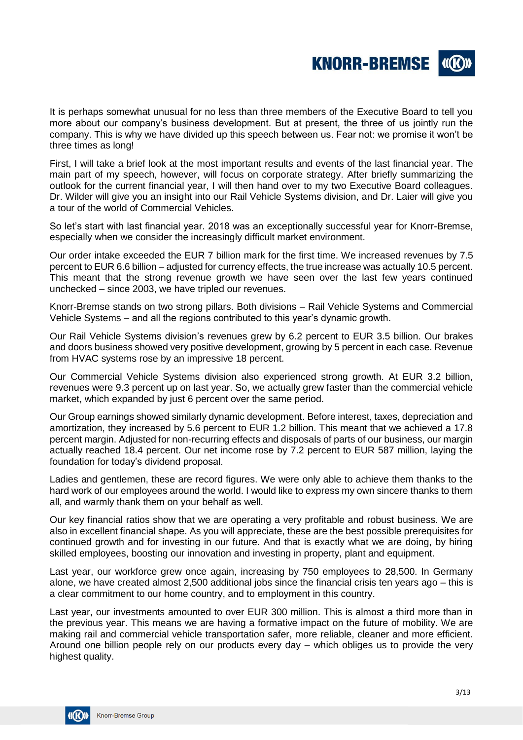It is perhaps somewhat unusual for no less than three members of the Executive Board to tell you more about our company's business development. But at present, the three of us jointly run the company. This is why we have divided up this speech between us. Fear not: we promise it won't be three times as long!

First, I will take a brief look at the most important results and events of the last financial year. The main part of my speech, however, will focus on corporate strategy. After briefly summarizing the outlook for the current financial year, I will then hand over to my two Executive Board colleagues. Dr. Wilder will give you an insight into our Rail Vehicle Systems division, and Dr. Laier will give you a tour of the world of Commercial Vehicles.

So let's start with last financial year. 2018 was an exceptionally successful year for Knorr-Bremse, especially when we consider the increasingly difficult market environment.

Our order intake exceeded the EUR 7 billion mark for the first time. We increased revenues by 7.5 percent to EUR 6.6 billion – adjusted for currency effects, the true increase was actually 10.5 percent. This meant that the strong revenue growth we have seen over the last few years continued unchecked – since 2003, we have tripled our revenues.

Knorr-Bremse stands on two strong pillars. Both divisions – Rail Vehicle Systems and Commercial Vehicle Systems – and all the regions contributed to this year's dynamic growth.

Our Rail Vehicle Systems division's revenues grew by 6.2 percent to EUR 3.5 billion. Our brakes and doors business showed very positive development, growing by 5 percent in each case. Revenue from HVAC systems rose by an impressive 18 percent.

Our Commercial Vehicle Systems division also experienced strong growth. At EUR 3.2 billion, revenues were 9.3 percent up on last year. So, we actually grew faster than the commercial vehicle market, which expanded by just 6 percent over the same period.

Our Group earnings showed similarly dynamic development. Before interest, taxes, depreciation and amortization, they increased by 5.6 percent to EUR 1.2 billion. This meant that we achieved a 17.8 percent margin. Adjusted for non-recurring effects and disposals of parts of our business, our margin actually reached 18.4 percent. Our net income rose by 7.2 percent to EUR 587 million, laying the foundation for today's dividend proposal.

Ladies and gentlemen, these are record figures. We were only able to achieve them thanks to the hard work of our employees around the world. I would like to express my own sincere thanks to them all, and warmly thank them on your behalf as well.

Our key financial ratios show that we are operating a very profitable and robust business. We are also in excellent financial shape. As you will appreciate, these are the best possible prerequisites for continued growth and for investing in our future. And that is exactly what we are doing, by hiring skilled employees, boosting our innovation and investing in property, plant and equipment.

Last year, our workforce grew once again, increasing by 750 employees to 28,500. In Germany alone, we have created almost 2,500 additional jobs since the financial crisis ten years ago – this is a clear commitment to our home country, and to employment in this country.

Last year, our investments amounted to over EUR 300 million. This is almost a third more than in the previous year. This means we are having a formative impact on the future of mobility. We are making rail and commercial vehicle transportation safer, more reliable, cleaner and more efficient. Around one billion people rely on our products every day – which obliges us to provide the very highest quality.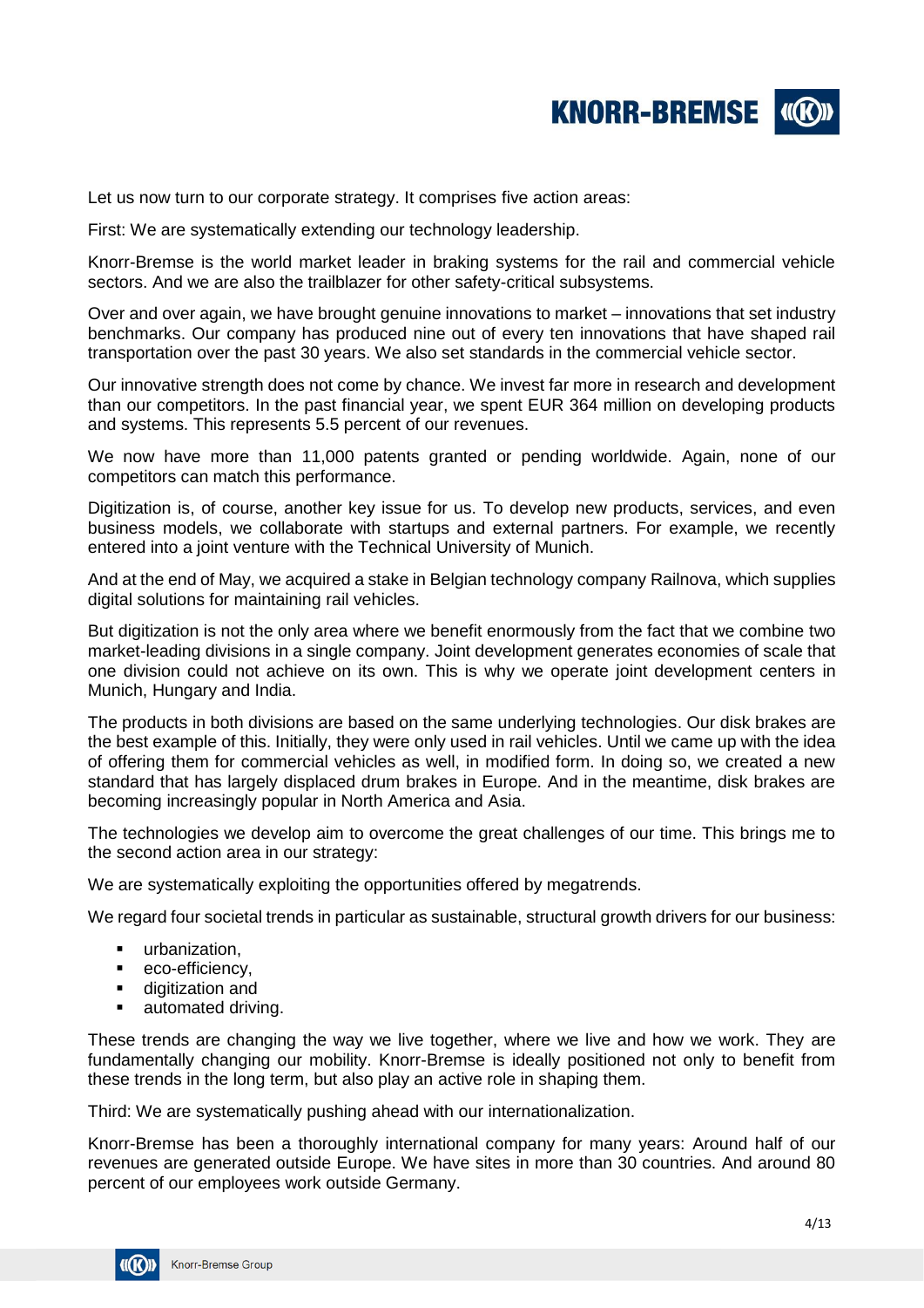Let us now turn to our corporate strategy. It comprises five action areas:

First: We are systematically extending our technology leadership.

Knorr-Bremse is the world market leader in braking systems for the rail and commercial vehicle sectors. And we are also the trailblazer for other safety-critical subsystems.

Over and over again, we have brought genuine innovations to market – innovations that set industry benchmarks. Our company has produced nine out of every ten innovations that have shaped rail transportation over the past 30 years. We also set standards in the commercial vehicle sector.

Our innovative strength does not come by chance. We invest far more in research and development than our competitors. In the past financial year, we spent EUR 364 million on developing products and systems. This represents 5.5 percent of our revenues.

We now have more than 11,000 patents granted or pending worldwide. Again, none of our competitors can match this performance.

Digitization is, of course, another key issue for us. To develop new products, services, and even business models, we collaborate with startups and external partners. For example, we recently entered into a joint venture with the Technical University of Munich.

And at the end of May, we acquired a stake in Belgian technology company Railnova, which supplies digital solutions for maintaining rail vehicles.

But digitization is not the only area where we benefit enormously from the fact that we combine two market-leading divisions in a single company. Joint development generates economies of scale that one division could not achieve on its own. This is why we operate joint development centers in Munich, Hungary and India.

The products in both divisions are based on the same underlying technologies. Our disk brakes are the best example of this. Initially, they were only used in rail vehicles. Until we came up with the idea of offering them for commercial vehicles as well, in modified form. In doing so, we created a new standard that has largely displaced drum brakes in Europe. And in the meantime, disk brakes are becoming increasingly popular in North America and Asia.

The technologies we develop aim to overcome the great challenges of our time. This brings me to the second action area in our strategy:

We are systematically exploiting the opportunities offered by megatrends.

We regard four societal trends in particular as sustainable, structural growth drivers for our business:

- urbanization,
- eco-efficiency,
- digitization and
- automated driving.

These trends are changing the way we live together, where we live and how we work. They are fundamentally changing our mobility. Knorr-Bremse is ideally positioned not only to benefit from these trends in the long term, but also play an active role in shaping them.

Third: We are systematically pushing ahead with our internationalization.

Knorr-Bremse has been a thoroughly international company for many years: Around half of our revenues are generated outside Europe. We have sites in more than 30 countries. And around 80 percent of our employees work outside Germany.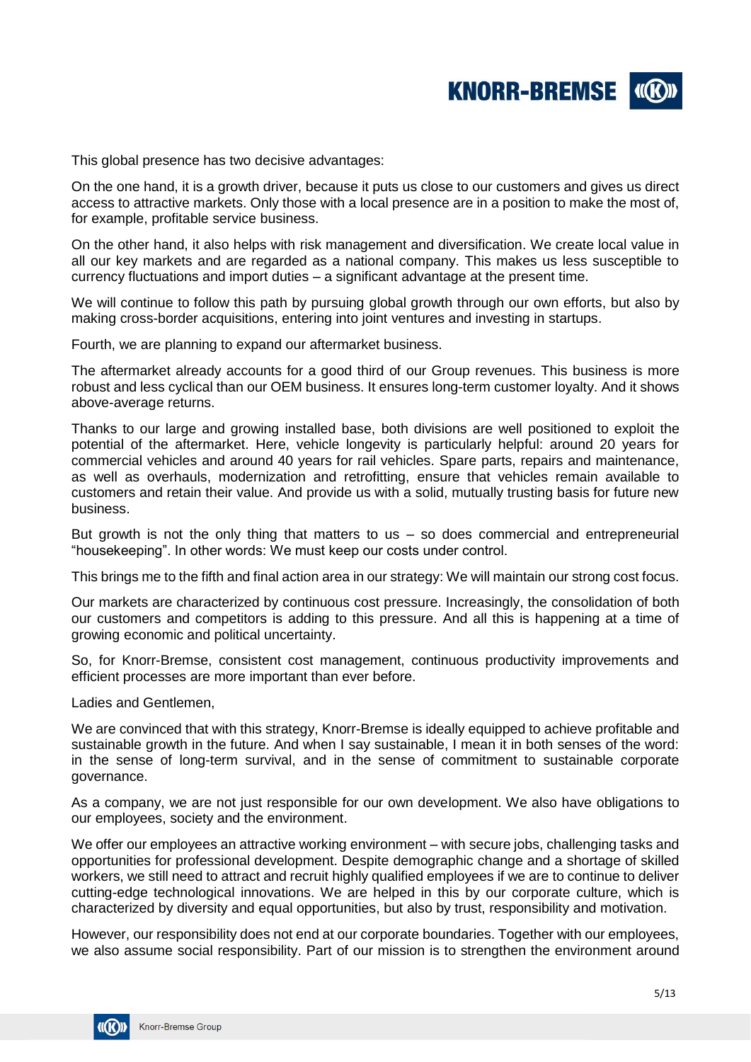This global presence has two decisive advantages:

On the one hand, it is a growth driver, because it puts us close to our customers and gives us direct access to attractive markets. Only those with a local presence are in a position to make the most of, for example, profitable service business.

On the other hand, it also helps with risk management and diversification. We create local value in all our key markets and are regarded as a national company. This makes us less susceptible to currency fluctuations and import duties – a significant advantage at the present time.

We will continue to follow this path by pursuing global growth through our own efforts, but also by making cross-border acquisitions, entering into joint ventures and investing in startups.

Fourth, we are planning to expand our aftermarket business.

The aftermarket already accounts for a good third of our Group revenues. This business is more robust and less cyclical than our OEM business. It ensures long-term customer loyalty. And it shows above-average returns.

Thanks to our large and growing installed base, both divisions are well positioned to exploit the potential of the aftermarket. Here, vehicle longevity is particularly helpful: around 20 years for commercial vehicles and around 40 years for rail vehicles. Spare parts, repairs and maintenance, as well as overhauls, modernization and retrofitting, ensure that vehicles remain available to customers and retain their value. And provide us with a solid, mutually trusting basis for future new business.

But growth is not the only thing that matters to us – so does commercial and entrepreneurial "housekeeping". In other words: We must keep our costs under control.

This brings me to the fifth and final action area in our strategy: We will maintain our strong cost focus.

Our markets are characterized by continuous cost pressure. Increasingly, the consolidation of both our customers and competitors is adding to this pressure. And all this is happening at a time of growing economic and political uncertainty.

So, for Knorr-Bremse, consistent cost management, continuous productivity improvements and efficient processes are more important than ever before.

Ladies and Gentlemen,

We are convinced that with this strategy, Knorr-Bremse is ideally equipped to achieve profitable and sustainable growth in the future. And when I say sustainable, I mean it in both senses of the word: in the sense of long-term survival, and in the sense of commitment to sustainable corporate governance.

As a company, we are not just responsible for our own development. We also have obligations to our employees, society and the environment.

We offer our employees an attractive working environment – with secure jobs, challenging tasks and opportunities for professional development. Despite demographic change and a shortage of skilled workers, we still need to attract and recruit highly qualified employees if we are to continue to deliver cutting-edge technological innovations. We are helped in this by our corporate culture, which is characterized by diversity and equal opportunities, but also by trust, responsibility and motivation.

However, our responsibility does not end at our corporate boundaries. Together with our employees, we also assume social responsibility. Part of our mission is to strengthen the environment around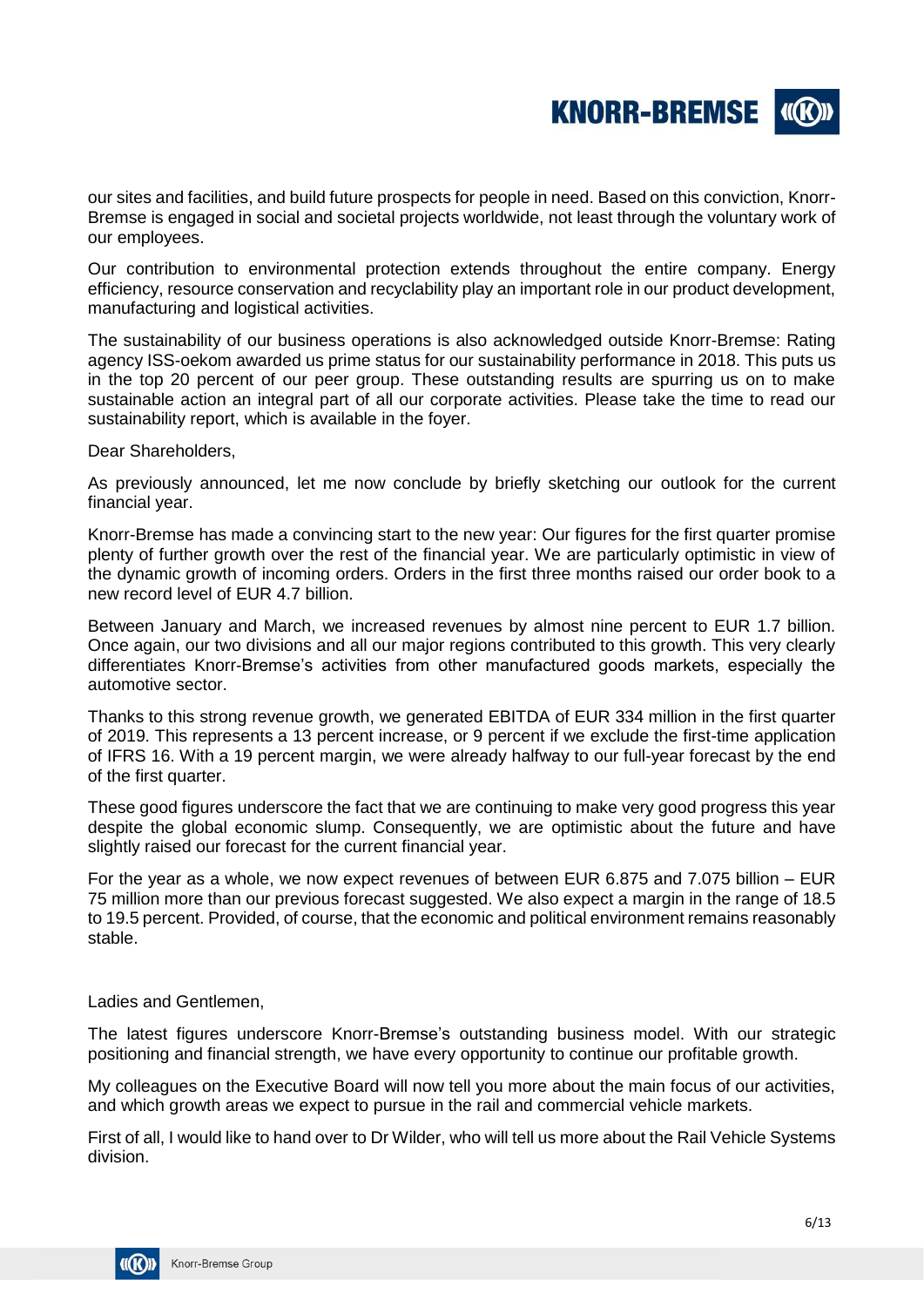our sites and facilities, and build future prospects for people in need. Based on this conviction, Knorr-Bremse is engaged in social and societal projects worldwide, not least through the voluntary work of our employees.

Our contribution to environmental protection extends throughout the entire company. Energy efficiency, resource conservation and recyclability play an important role in our product development, manufacturing and logistical activities.

The sustainability of our business operations is also acknowledged outside Knorr-Bremse: Rating agency ISS-oekom awarded us prime status for our sustainability performance in 2018. This puts us in the top 20 percent of our peer group. These outstanding results are spurring us on to make sustainable action an integral part of all our corporate activities. Please take the time to read our sustainability report, which is available in the foyer.

Dear Shareholders,

As previously announced, let me now conclude by briefly sketching our outlook for the current financial year.

Knorr-Bremse has made a convincing start to the new year: Our figures for the first quarter promise plenty of further growth over the rest of the financial year. We are particularly optimistic in view of the dynamic growth of incoming orders. Orders in the first three months raised our order book to a new record level of EUR 4.7 billion.

Between January and March, we increased revenues by almost nine percent to EUR 1.7 billion. Once again, our two divisions and all our major regions contributed to this growth. This very clearly differentiates Knorr-Bremse's activities from other manufactured goods markets, especially the automotive sector.

Thanks to this strong revenue growth, we generated EBITDA of EUR 334 million in the first quarter of 2019. This represents a 13 percent increase, or 9 percent if we exclude the first-time application of IFRS 16. With a 19 percent margin, we were already halfway to our full-year forecast by the end of the first quarter.

These good figures underscore the fact that we are continuing to make very good progress this year despite the global economic slump. Consequently, we are optimistic about the future and have slightly raised our forecast for the current financial year.

For the year as a whole, we now expect revenues of between EUR 6.875 and 7.075 billion – EUR 75 million more than our previous forecast suggested. We also expect a margin in the range of 18.5 to 19.5 percent. Provided, of course, that the economic and political environment remains reasonably stable.

Ladies and Gentlemen,

The latest figures underscore Knorr-Bremse's outstanding business model. With our strategic positioning and financial strength, we have every opportunity to continue our profitable growth.

My colleagues on the Executive Board will now tell you more about the main focus of our activities, and which growth areas we expect to pursue in the rail and commercial vehicle markets.

First of all, I would like to hand over to Dr Wilder, who will tell us more about the Rail Vehicle Systems division.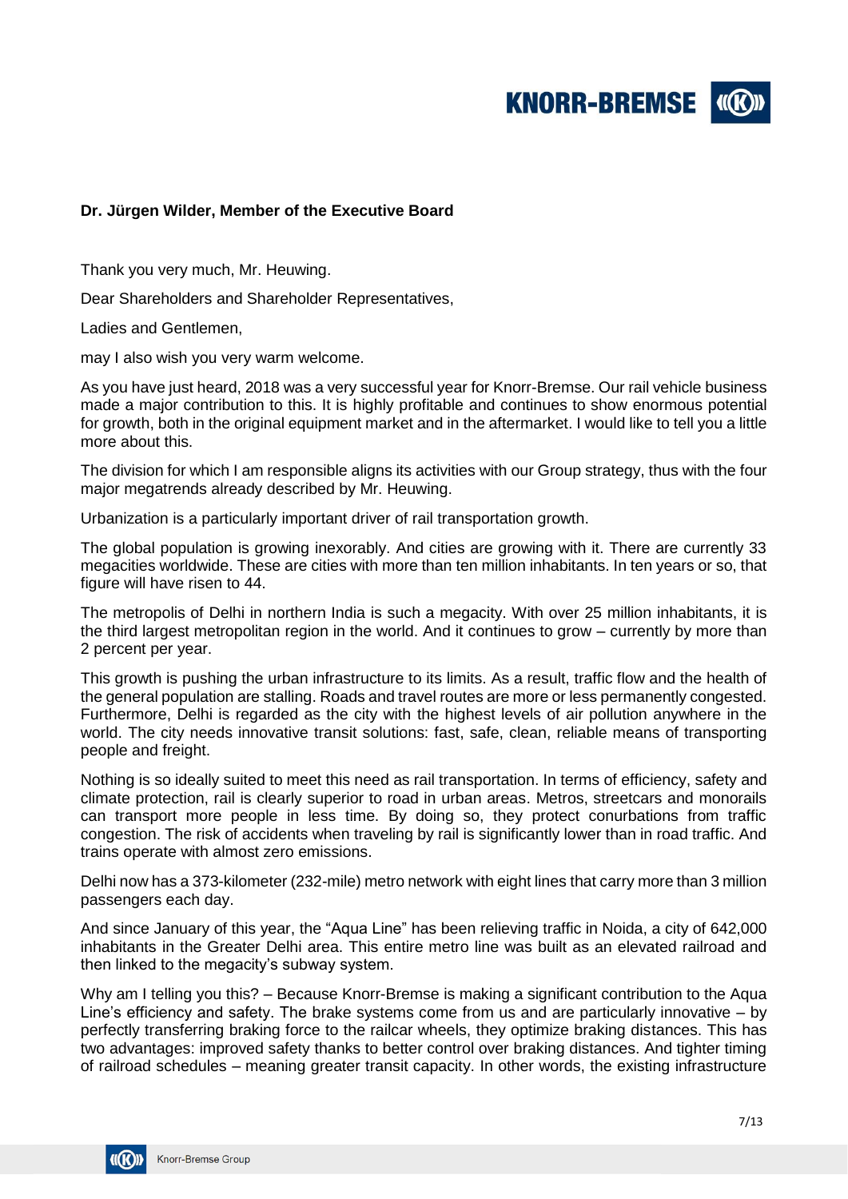**Dr. Jürgen Wilder, Member of the Executive Board**

Thank you very much, Mr. Heuwing.

Dear Shareholders and Shareholder Representatives,

Ladies and Gentlemen,

may I also wish you very warm welcome.

As you have just heard, 2018 was a very successful year for Knorr-Bremse. Our rail vehicle business made a major contribution to this. It is highly profitable and continues to show enormous potential for growth, both in the original equipment market and in the aftermarket. I would like to tell you a little more about this.

The division for which I am responsible aligns its activities with our Group strategy, thus with the four major megatrends already described by Mr. Heuwing.

Urbanization is a particularly important driver of rail transportation growth.

The global population is growing inexorably. And cities are growing with it. There are currently 33 megacities worldwide. These are cities with more than ten million inhabitants. In ten years or so, that figure will have risen to 44.

The metropolis of Delhi in northern India is such a megacity. With over 25 million inhabitants, it is the third largest metropolitan region in the world. And it continues to grow – currently by more than 2 percent per year.

This growth is pushing the urban infrastructure to its limits. As a result, traffic flow and the health of the general population are stalling. Roads and travel routes are more or less permanently congested. Furthermore, Delhi is regarded as the city with the highest levels of air pollution anywhere in the world. The city needs innovative transit solutions: fast, safe, clean, reliable means of transporting people and freight.

Nothing is so ideally suited to meet this need as rail transportation. In terms of efficiency, safety and climate protection, rail is clearly superior to road in urban areas. Metros, streetcars and monorails can transport more people in less time. By doing so, they protect conurbations from traffic congestion. The risk of accidents when traveling by rail is significantly lower than in road traffic. And trains operate with almost zero emissions.

Delhi now has a 373-kilometer (232-mile) metro network with eight lines that carry more than 3 million passengers each day.

And since January of this year, the "Aqua Line" has been relieving traffic in Noida, a city of 642,000 inhabitants in the Greater Delhi area. This entire metro line was built as an elevated railroad and then linked to the megacity's subway system.

Why am I telling you this? – Because Knorr-Bremse is making a significant contribution to the Aqua Line's efficiency and safety. The brake systems come from us and are particularly innovative – by perfectly transferring braking force to the railcar wheels, they optimize braking distances. This has two advantages: improved safety thanks to better control over braking distances. And tighter timing of railroad schedules – meaning greater transit capacity. In other words, the existing infrastructure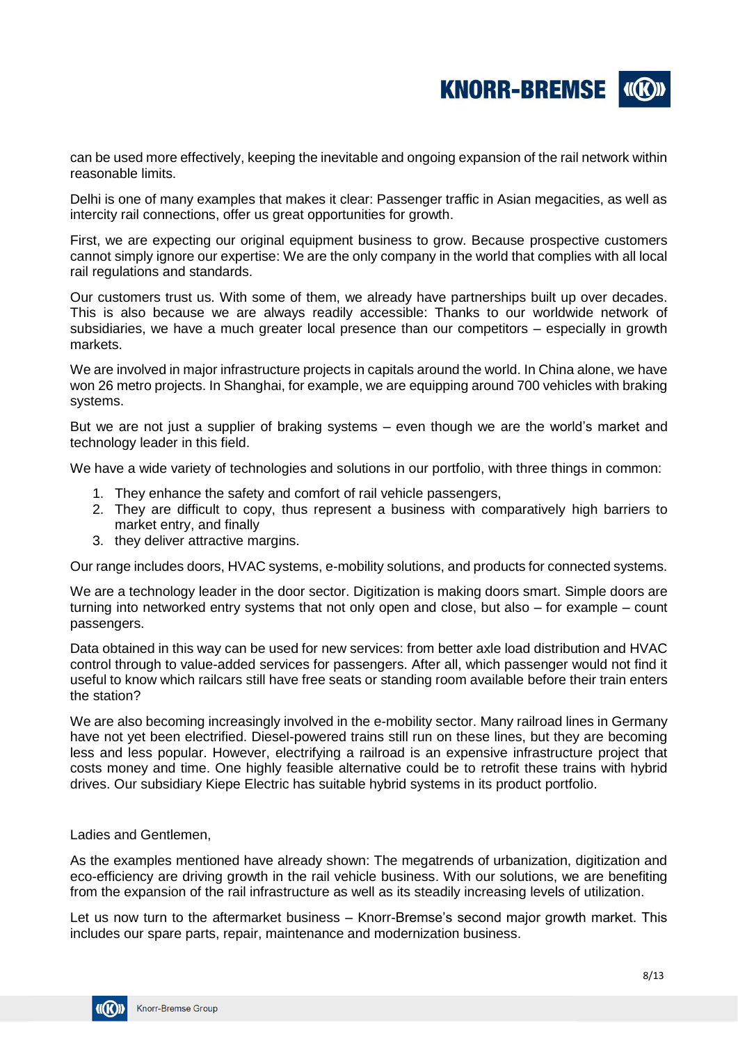can be used more effectively, keeping the inevitable and ongoing expansion of the rail network within reasonable limits.

Delhi is one of many examples that makes it clear: Passenger traffic in Asian megacities, as well as intercity rail connections, offer us great opportunities for growth.

First, we are expecting our original equipment business to grow. Because prospective customers cannot simply ignore our expertise: We are the only company in the world that complies with all local rail regulations and standards.

Our customers trust us. With some of them, we already have partnerships built up over decades. This is also because we are always readily accessible: Thanks to our worldwide network of subsidiaries, we have a much greater local presence than our competitors – especially in growth markets.

We are involved in major infrastructure projects in capitals around the world. In China alone, we have won 26 metro projects. In Shanghai, for example, we are equipping around 700 vehicles with braking systems.

But we are not just a supplier of braking systems – even though we are the world's market and technology leader in this field.

We have a wide variety of technologies and solutions in our portfolio, with three things in common:

1. They enhance the safety and comfort of rail vehicle passengers,
2. They are difficult to copy, thus represent a business with comparatively high barriers to market entry, and finally
3. they deliver attractive margins.

Our range includes doors, HVAC systems, e-mobility solutions, and products for connected systems.

We are a technology leader in the door sector. Digitization is making doors smart. Simple doors are turning into networked entry systems that not only open and close, but also – for example – count passengers.

Data obtained in this way can be used for new services: from better axle load distribution and HVAC control through to value-added services for passengers. After all, which passenger would not find it useful to know which railcars still have free seats or standing room available before their train enters the station?

We are also becoming increasingly involved in the e-mobility sector. Many railroad lines in Germany have not yet been electrified. Diesel-powered trains still run on these lines, but they are becoming less and less popular. However, electrifying a railroad is an expensive infrastructure project that costs money and time. One highly feasible alternative could be to retrofit these trains with hybrid drives. Our subsidiary Kiepe Electric has suitable hybrid systems in its product portfolio.

Ladies and Gentlemen,

As the examples mentioned have already shown: The megatrends of urbanization, digitization and eco-efficiency are driving growth in the rail vehicle business. With our solutions, we are benefiting from the expansion of the rail infrastructure as well as its steadily increasing levels of utilization.

Let us now turn to the aftermarket business – Knorr-Bremse's second major growth market. This includes our spare parts, repair, maintenance and modernization business.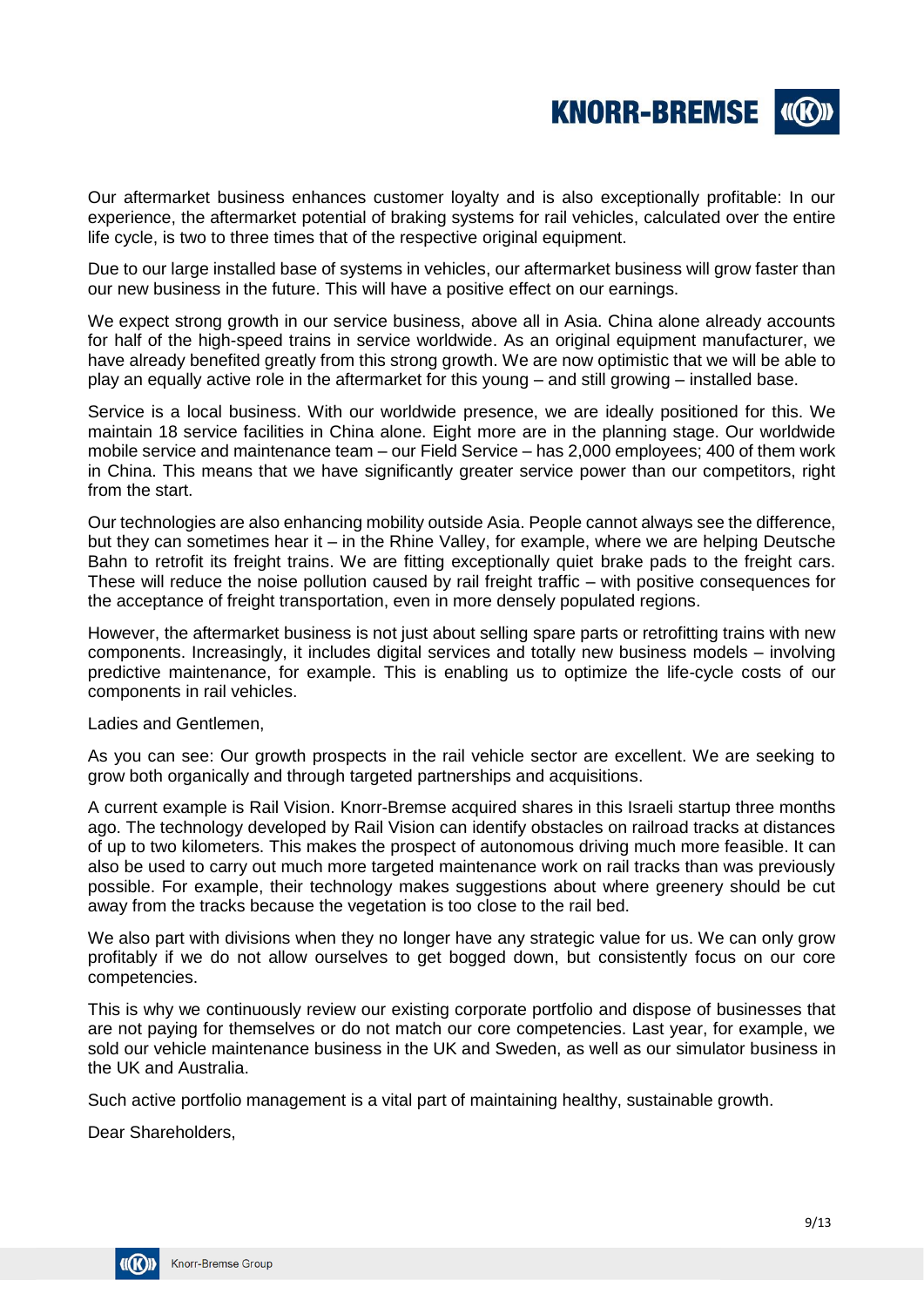Our aftermarket business enhances customer loyalty and is also exceptionally profitable: In our experience, the aftermarket potential of braking systems for rail vehicles, calculated over the entire life cycle, is two to three times that of the respective original equipment.

Due to our large installed base of systems in vehicles, our aftermarket business will grow faster than our new business in the future. This will have a positive effect on our earnings.

We expect strong growth in our service business, above all in Asia. China alone already accounts for half of the high-speed trains in service worldwide. As an original equipment manufacturer, we have already benefited greatly from this strong growth. We are now optimistic that we will be able to play an equally active role in the aftermarket for this young – and still growing – installed base.

Service is a local business. With our worldwide presence, we are ideally positioned for this. We maintain 18 service facilities in China alone. Eight more are in the planning stage. Our worldwide mobile service and maintenance team – our Field Service – has 2,000 employees; 400 of them work in China. This means that we have significantly greater service power than our competitors, right from the start.

Our technologies are also enhancing mobility outside Asia. People cannot always see the difference, but they can sometimes hear it – in the Rhine Valley, for example, where we are helping Deutsche Bahn to retrofit its freight trains. We are fitting exceptionally quiet brake pads to the freight cars. These will reduce the noise pollution caused by rail freight traffic – with positive consequences for the acceptance of freight transportation, even in more densely populated regions.

However, the aftermarket business is not just about selling spare parts or retrofitting trains with new components. Increasingly, it includes digital services and totally new business models – involving predictive maintenance, for example. This is enabling us to optimize the life-cycle costs of our components in rail vehicles.

Ladies and Gentlemen,

As you can see: Our growth prospects in the rail vehicle sector are excellent. We are seeking to grow both organically and through targeted partnerships and acquisitions.

A current example is Rail Vision. Knorr-Bremse acquired shares in this Israeli startup three months ago. The technology developed by Rail Vision can identify obstacles on railroad tracks at distances of up to two kilometers. This makes the prospect of autonomous driving much more feasible. It can also be used to carry out much more targeted maintenance work on rail tracks than was previously possible. For example, their technology makes suggestions about where greenery should be cut away from the tracks because the vegetation is too close to the rail bed.

We also part with divisions when they no longer have any strategic value for us. We can only grow profitably if we do not allow ourselves to get bogged down, but consistently focus on our core competencies.

This is why we continuously review our existing corporate portfolio and dispose of businesses that are not paying for themselves or do not match our core competencies. Last year, for example, we sold our vehicle maintenance business in the UK and Sweden, as well as our simulator business in the UK and Australia.

Such active portfolio management is a vital part of maintaining healthy, sustainable growth.

Dear Shareholders,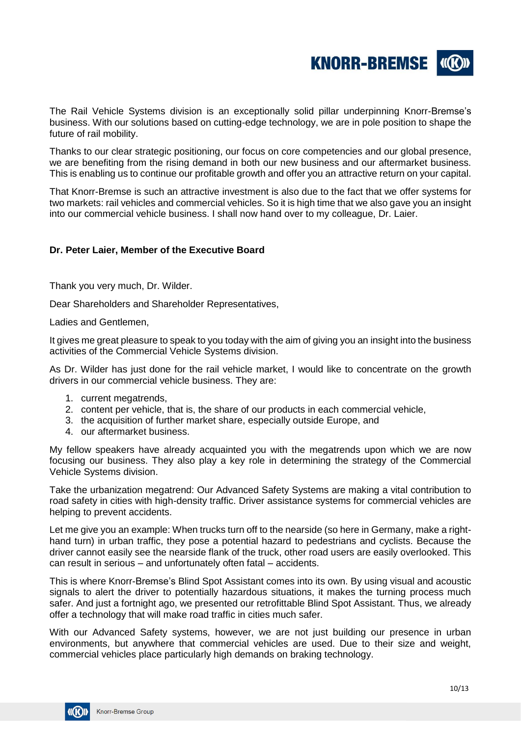The Rail Vehicle Systems division is an exceptionally solid pillar underpinning Knorr-Bremse's business. With our solutions based on cutting-edge technology, we are in pole position to shape the future of rail mobility.

Thanks to our clear strategic positioning, our focus on core competencies and our global presence, we are benefiting from the rising demand in both our new business and our aftermarket business. This is enabling us to continue our profitable growth and offer you an attractive return on your capital.

That Knorr-Bremse is such an attractive investment is also due to the fact that we offer systems for two markets: rail vehicles and commercial vehicles. So it is high time that we also gave you an insight into our commercial vehicle business. I shall now hand over to my colleague, Dr. Laier.

**Dr. Peter Laier, Member of the Executive Board**

Thank you very much, Dr. Wilder.

Dear Shareholders and Shareholder Representatives,

Ladies and Gentlemen,

It gives me great pleasure to speak to you today with the aim of giving you an insight into the business activities of the Commercial Vehicle Systems division.

As Dr. Wilder has just done for the rail vehicle market, I would like to concentrate on the growth drivers in our commercial vehicle business. They are:

1. current megatrends,
2. content per vehicle, that is, the share of our products in each commercial vehicle,
3. the acquisition of further market share, especially outside Europe, and
4. our aftermarket business.

My fellow speakers have already acquainted you with the megatrends upon which we are now focusing our business. They also play a key role in determining the strategy of the Commercial Vehicle Systems division.

Take the urbanization megatrend: Our Advanced Safety Systems are making a vital contribution to road safety in cities with high-density traffic. Driver assistance systems for commercial vehicles are helping to prevent accidents.

Let me give you an example: When trucks turn off to the nearside (so here in Germany, make a right-hand turn) in urban traffic, they pose a potential hazard to pedestrians and cyclists. Because the driver cannot easily see the nearside flank of the truck, other road users are easily overlooked. This can result in serious – and unfortunately often fatal – accidents.

This is where Knorr-Bremse's Blind Spot Assistant comes into its own. By using visual and acoustic signals to alert the driver to potentially hazardous situations, it makes the turning process much safer. And just a fortnight ago, we presented our retrofittable Blind Spot Assistant. Thus, we already offer a technology that will make road traffic in cities much safer.

With our Advanced Safety systems, however, we are not just building our presence in urban environments, but anywhere that commercial vehicles are used. Due to their size and weight, commercial vehicles place particularly high demands on braking technology.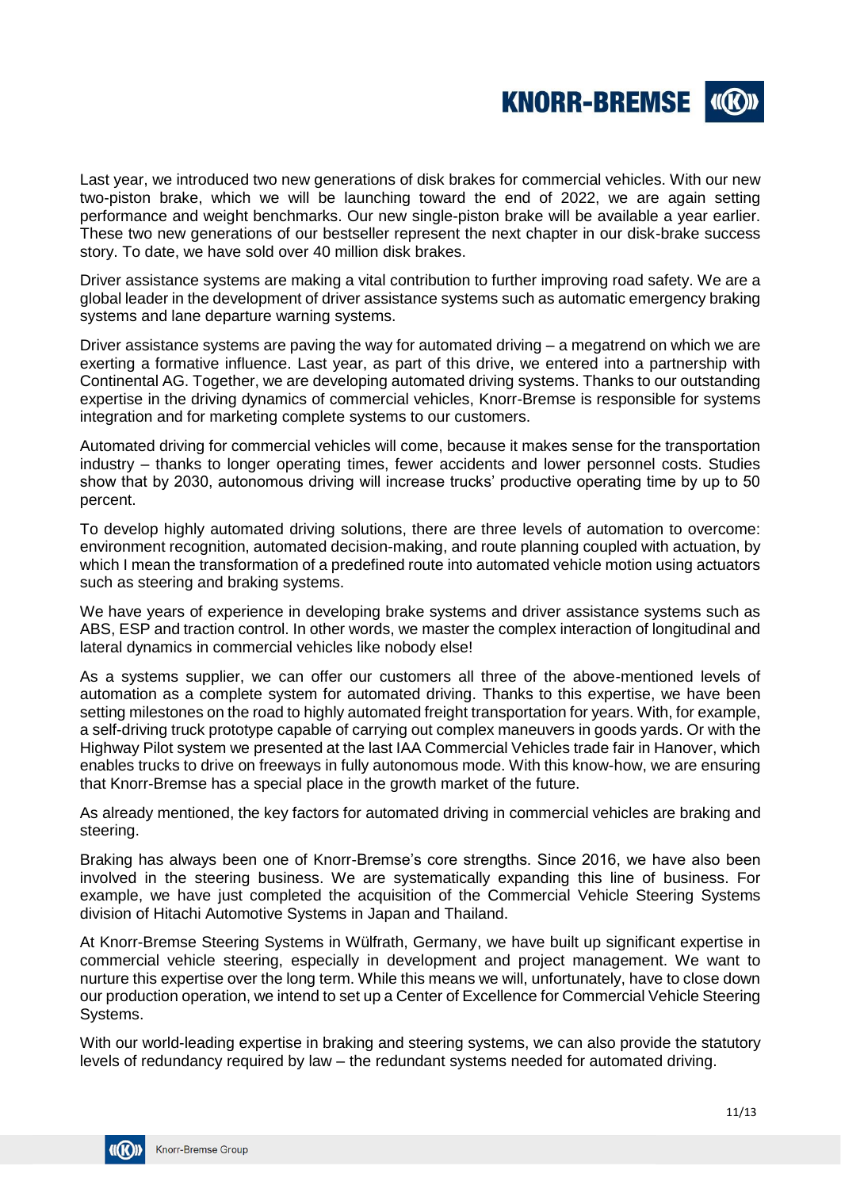Last year, we introduced two new generations of disk brakes for commercial vehicles. With our new two-piston brake, which we will be launching toward the end of 2022, we are again setting performance and weight benchmarks. Our new single-piston brake will be available a year earlier. These two new generations of our bestseller represent the next chapter in our disk-brake success story. To date, we have sold over 40 million disk brakes.

Driver assistance systems are making a vital contribution to further improving road safety. We are a global leader in the development of driver assistance systems such as automatic emergency braking systems and lane departure warning systems.

Driver assistance systems are paving the way for automated driving – a megatrend on which we are exerting a formative influence. Last year, as part of this drive, we entered into a partnership with Continental AG. Together, we are developing automated driving systems. Thanks to our outstanding expertise in the driving dynamics of commercial vehicles, Knorr-Bremse is responsible for systems integration and for marketing complete systems to our customers.

Automated driving for commercial vehicles will come, because it makes sense for the transportation industry – thanks to longer operating times, fewer accidents and lower personnel costs. Studies show that by 2030, autonomous driving will increase trucks' productive operating time by up to 50 percent.

To develop highly automated driving solutions, there are three levels of automation to overcome: environment recognition, automated decision-making, and route planning coupled with actuation, by which I mean the transformation of a predefined route into automated vehicle motion using actuators such as steering and braking systems.

We have years of experience in developing brake systems and driver assistance systems such as ABS, ESP and traction control. In other words, we master the complex interaction of longitudinal and lateral dynamics in commercial vehicles like nobody else!

As a systems supplier, we can offer our customers all three of the above-mentioned levels of automation as a complete system for automated driving. Thanks to this expertise, we have been setting milestones on the road to highly automated freight transportation for years. With, for example, a self-driving truck prototype capable of carrying out complex maneuvers in goods yards. Or with the Highway Pilot system we presented at the last IAA Commercial Vehicles trade fair in Hanover, which enables trucks to drive on freeways in fully autonomous mode. With this know-how, we are ensuring that Knorr-Bremse has a special place in the growth market of the future.

As already mentioned, the key factors for automated driving in commercial vehicles are braking and steering.

Braking has always been one of Knorr-Bremse's core strengths. Since 2016, we have also been involved in the steering business. We are systematically expanding this line of business. For example, we have just completed the acquisition of the Commercial Vehicle Steering Systems division of Hitachi Automotive Systems in Japan and Thailand.

At Knorr-Bremse Steering Systems in Wülfrath, Germany, we have built up significant expertise in commercial vehicle steering, especially in development and project management. We want to nurture this expertise over the long term. While this means we will, unfortunately, have to close down our production operation, we intend to set up a Center of Excellence for Commercial Vehicle Steering Systems.

With our world-leading expertise in braking and steering systems, we can also provide the statutory levels of redundancy required by law – the redundant systems needed for automated driving.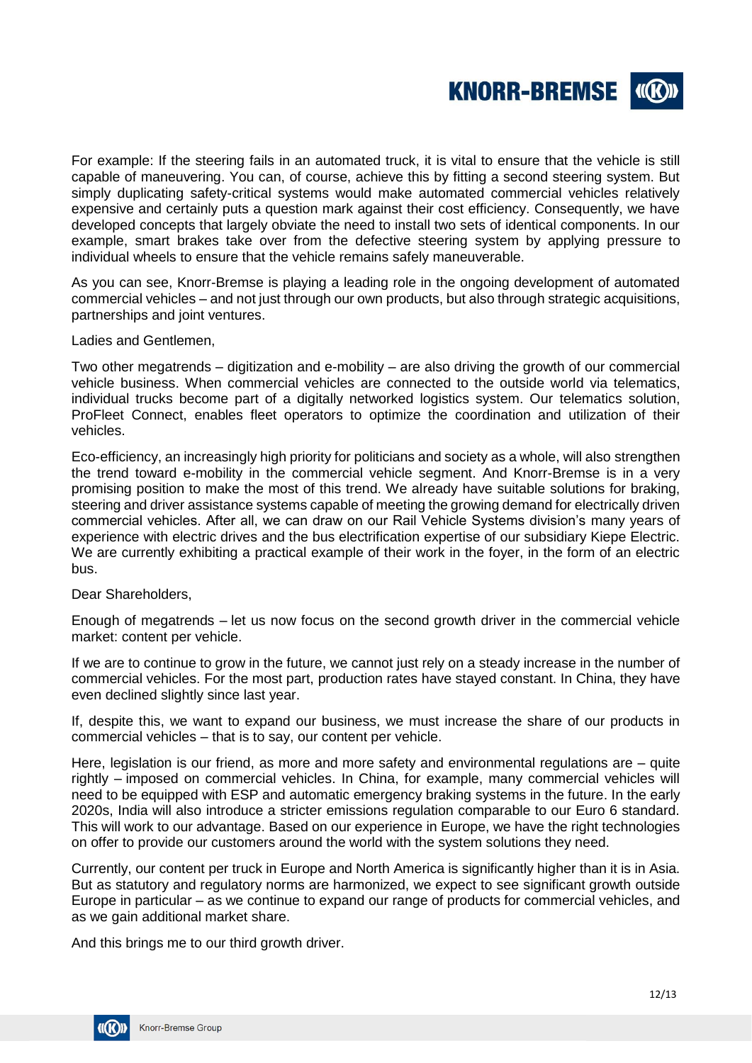For example: If the steering fails in an automated truck, it is vital to ensure that the vehicle is still capable of maneuvering. You can, of course, achieve this by fitting a second steering system. But simply duplicating safety-critical systems would make automated commercial vehicles relatively expensive and certainly puts a question mark against their cost efficiency. Consequently, we have developed concepts that largely obviate the need to install two sets of identical components. In our example, smart brakes take over from the defective steering system by applying pressure to individual wheels to ensure that the vehicle remains safely maneuverable.

As you can see, Knorr-Bremse is playing a leading role in the ongoing development of automated commercial vehicles – and not just through our own products, but also through strategic acquisitions, partnerships and joint ventures.

Ladies and Gentlemen,

Two other megatrends – digitization and e-mobility – are also driving the growth of our commercial vehicle business. When commercial vehicles are connected to the outside world via telematics, individual trucks become part of a digitally networked logistics system. Our telematics solution, ProFleet Connect, enables fleet operators to optimize the coordination and utilization of their vehicles.

Eco-efficiency, an increasingly high priority for politicians and society as a whole, will also strengthen the trend toward e-mobility in the commercial vehicle segment. And Knorr-Bremse is in a very promising position to make the most of this trend. We already have suitable solutions for braking, steering and driver assistance systems capable of meeting the growing demand for electrically driven commercial vehicles. After all, we can draw on our Rail Vehicle Systems division's many years of experience with electric drives and the bus electrification expertise of our subsidiary Kiepe Electric. We are currently exhibiting a practical example of their work in the foyer, in the form of an electric bus.

Dear Shareholders,

Enough of megatrends – let us now focus on the second growth driver in the commercial vehicle market: content per vehicle.

If we are to continue to grow in the future, we cannot just rely on a steady increase in the number of commercial vehicles. For the most part, production rates have stayed constant. In China, they have even declined slightly since last year.

If, despite this, we want to expand our business, we must increase the share of our products in commercial vehicles – that is to say, our content per vehicle.

Here, legislation is our friend, as more and more safety and environmental regulations are – quite rightly – imposed on commercial vehicles. In China, for example, many commercial vehicles will need to be equipped with ESP and automatic emergency braking systems in the future. In the early 2020s, India will also introduce a stricter emissions regulation comparable to our Euro 6 standard. This will work to our advantage. Based on our experience in Europe, we have the right technologies on offer to provide our customers around the world with the system solutions they need.

Currently, our content per truck in Europe and North America is significantly higher than it is in Asia. But as statutory and regulatory norms are harmonized, we expect to see significant growth outside Europe in particular – as we continue to expand our range of products for commercial vehicles, and as we gain additional market share.

And this brings me to our third growth driver.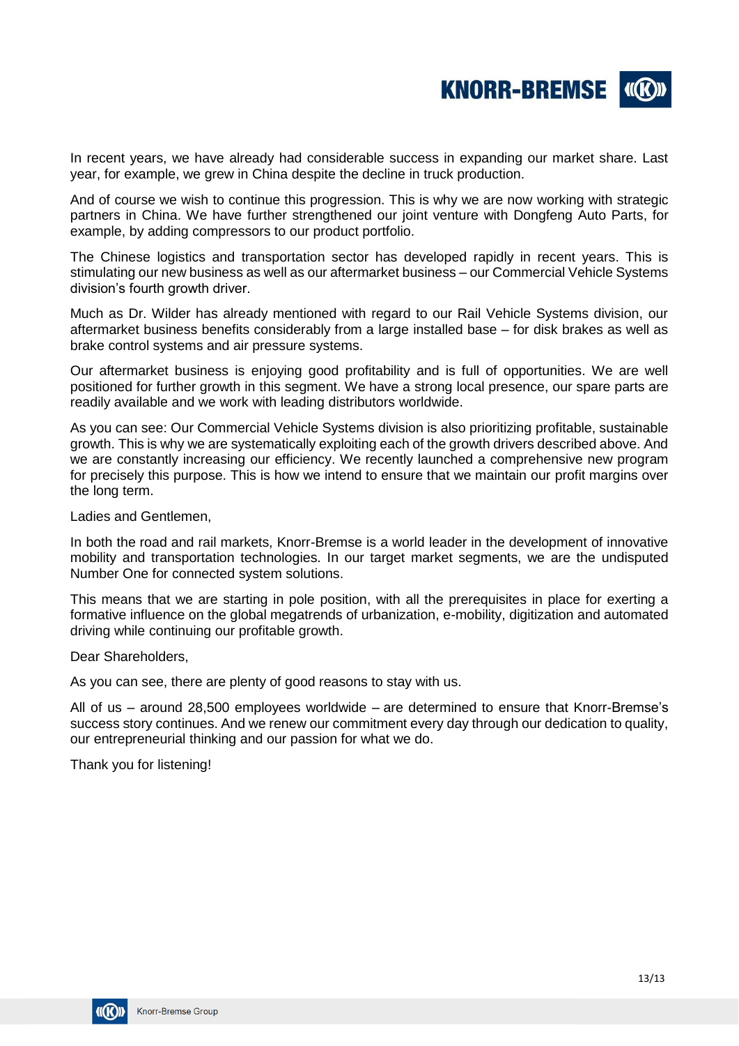In recent years, we have already had considerable success in expanding our market share. Last year, for example, we grew in China despite the decline in truck production.

And of course we wish to continue this progression. This is why we are now working with strategic partners in China. We have further strengthened our joint venture with Dongfeng Auto Parts, for example, by adding compressors to our product portfolio.

The Chinese logistics and transportation sector has developed rapidly in recent years. This is stimulating our new business as well as our aftermarket business – our Commercial Vehicle Systems division's fourth growth driver.

Much as Dr. Wilder has already mentioned with regard to our Rail Vehicle Systems division, our aftermarket business benefits considerably from a large installed base – for disk brakes as well as brake control systems and air pressure systems.

Our aftermarket business is enjoying good profitability and is full of opportunities. We are well positioned for further growth in this segment. We have a strong local presence, our spare parts are readily available and we work with leading distributors worldwide.

As you can see: Our Commercial Vehicle Systems division is also prioritizing profitable, sustainable growth. This is why we are systematically exploiting each of the growth drivers described above. And we are constantly increasing our efficiency. We recently launched a comprehensive new program for precisely this purpose. This is how we intend to ensure that we maintain our profit margins over the long term.

Ladies and Gentlemen,

In both the road and rail markets, Knorr-Bremse is a world leader in the development of innovative mobility and transportation technologies. In our target market segments, we are the undisputed Number One for connected system solutions.

This means that we are starting in pole position, with all the prerequisites in place for exerting a formative influence on the global megatrends of urbanization, e-mobility, digitization and automated driving while continuing our profitable growth.

Dear Shareholders,

As you can see, there are plenty of good reasons to stay with us.

All of us – around 28,500 employees worldwide – are determined to ensure that Knorr-Bremse's success story continues. And we renew our commitment every day through our dedication to quality, our entrepreneurial thinking and our passion for what we do.

Thank you for listening!